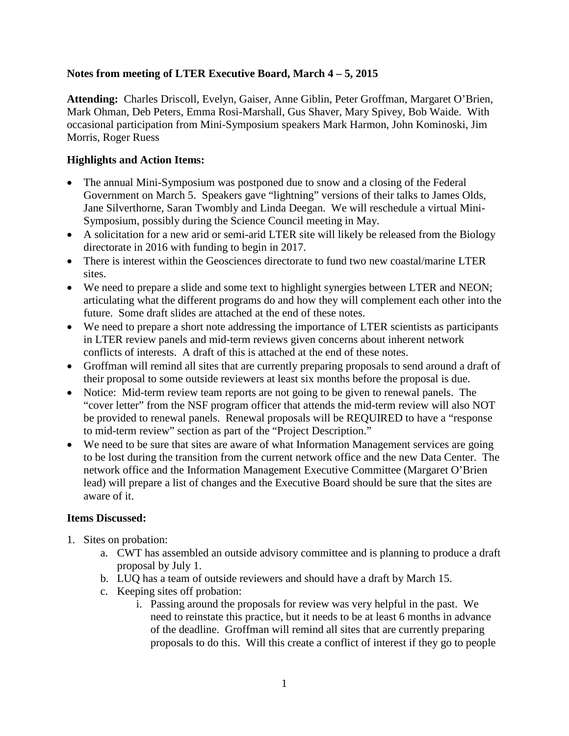**Notes from meeting of LTER Executive Board, March 4 – 5, 2015**

**Attending:** Charles Driscoll, Evelyn, Gaiser, Anne Giblin, Peter Groffman, Margaret O'Brien, Mark Ohman, Deb Peters, Emma Rosi-Marshall, Gus Shaver, Mary Spivey, Bob Waide. With occasional participation from Mini-Symposium speakers Mark Harmon, John Kominoski, Jim Morris, Roger Ruess

**Highlights and Action Items:**

- The annual Mini-Symposium was postponed due to snow and a closing of the Federal Government on March 5. Speakers gave "lightning" versions of their talks to James Olds, Jane Silverthorne, Saran Twombly and Linda Deegan. We will reschedule a virtual Mini-Symposium, possibly during the Science Council meeting in May.
- A solicitation for a new arid or semi-arid LTER site will likely be released from the Biology directorate in 2016 with funding to begin in 2017.
- There is interest within the Geosciences directorate to fund two new coastal/marine LTER sites.
- We need to prepare a slide and some text to highlight synergies between LTER and NEON; articulating what the different programs do and how they will complement each other into the future. Some draft slides are attached at the end of these notes.
- We need to prepare a short note addressing the importance of LTER scientists as participants in LTER review panels and mid-term reviews given concerns about inherent network conflicts of interests. A draft of this is attached at the end of these notes.
- Groffman will remind all sites that are currently preparing proposals to send around a draft of their proposal to some outside reviewers at least six months before the proposal is due.
- Notice: Mid-term review team reports are not going to be given to renewal panels. The "cover letter" from the NSF program officer that attends the mid-term review will also NOT be provided to renewal panels. Renewal proposals will be REQUIRED to have a "response to mid-term review" section as part of the "Project Description."
- We need to be sure that sites are aware of what Information Management services are going to be lost during the transition from the current network office and the new Data Center. The network office and the Information Management Executive Committee (Margaret O'Brien lead) will prepare a list of changes and the Executive Board should be sure that the sites are aware of it.

**Items Discussed:**

1. Sites on probation:
    a. CWT has assembled an outside advisory committee and is planning to produce a draft proposal by July 1.
    b. LUQ has a team of outside reviewers and should have a draft by March 15.
    c. Keeping sites off probation:
        i. Passing around the proposals for review was very helpful in the past. We need to reinstate this practice, but it needs to be at least 6 months in advance of the deadline. Groffman will remind all sites that are currently preparing proposals to do this. Will this create a conflict of interest if they go to people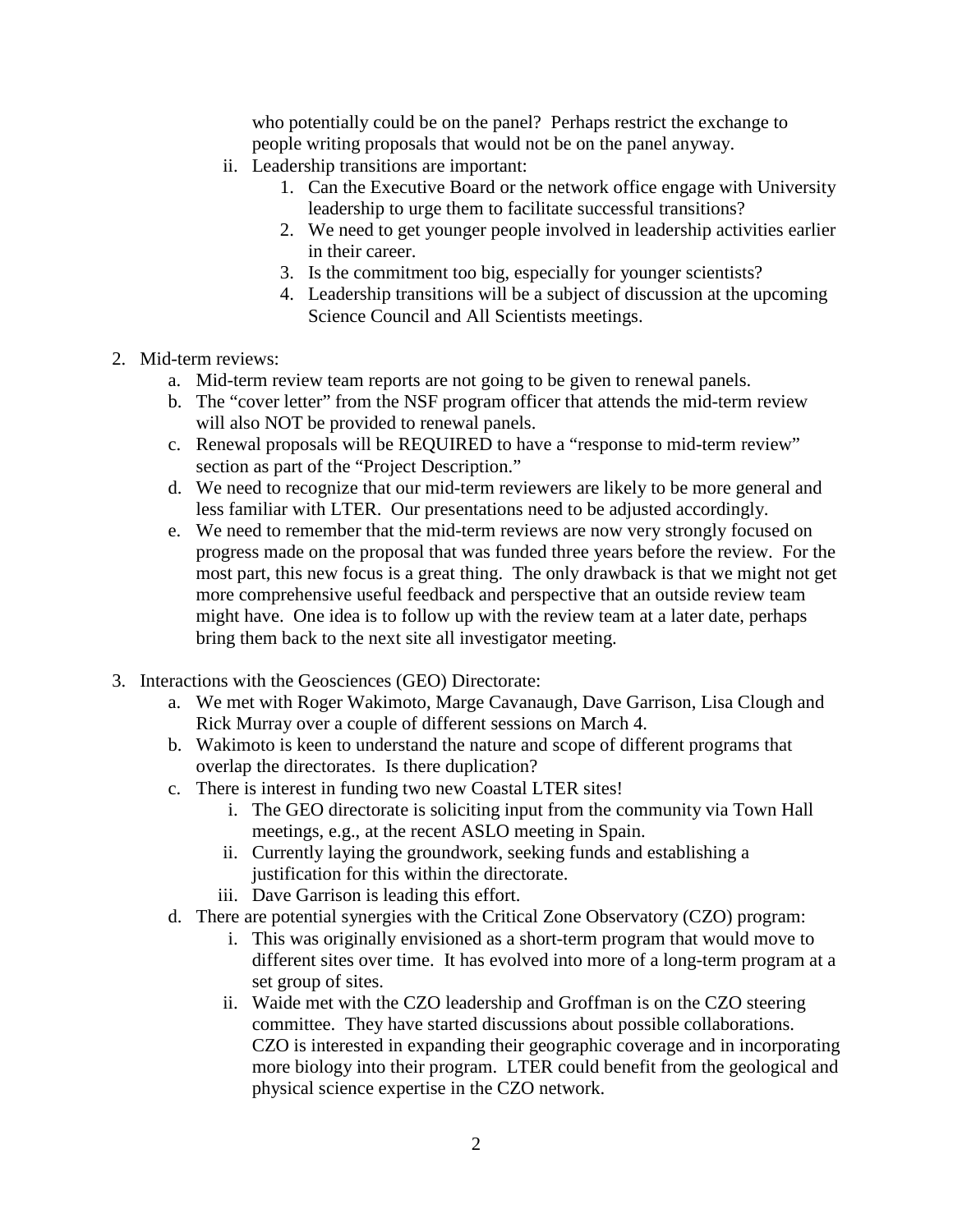who potentially could be on the panel? Perhaps restrict the exchange to people writing proposals that would not be on the panel anyway.

   ii. Leadership transitions are important:
      1. Can the Executive Board or the network office engage with University leadership to urge them to facilitate successful transitions?
      2. We need to get younger people involved in leadership activities earlier in their career.
      3. Is the commitment too big, especially for younger scientists?
      4. Leadership transitions will be a subject of discussion at the upcoming Science Council and All Scientists meetings.

2. Mid-term reviews:
   a. Mid-term review team reports are not going to be given to renewal panels.
   b. The "cover letter" from the NSF program officer that attends the mid-term review will also NOT be provided to renewal panels.
   c. Renewal proposals will be REQUIRED to have a "response to mid-term review" section as part of the "Project Description."
   d. We need to recognize that our mid-term reviewers are likely to be more general and less familiar with LTER. Our presentations need to be adjusted accordingly.
   e. We need to remember that the mid-term reviews are now very strongly focused on progress made on the proposal that was funded three years before the review. For the most part, this new focus is a great thing. The only drawback is that we might not get more comprehensive useful feedback and perspective that an outside review team might have. One idea is to follow up with the review team at a later date, perhaps bring them back to the next site all investigator meeting.

3. Interactions with the Geosciences (GEO) Directorate:
   a. We met with Roger Wakimoto, Marge Cavanaugh, Dave Garrison, Lisa Clough and Rick Murray over a couple of different sessions on March 4.
   b. Wakimoto is keen to understand the nature and scope of different programs that overlap the directorates. Is there duplication?
   c. There is interest in funding two new Coastal LTER sites!
      i. The GEO directorate is soliciting input from the community via Town Hall meetings, e.g., at the recent ASLO meeting in Spain.
      ii. Currently laying the groundwork, seeking funds and establishing a justification for this within the directorate.
      iii. Dave Garrison is leading this effort.
   d. There are potential synergies with the Critical Zone Observatory (CZO) program:
      i. This was originally envisioned as a short-term program that would move to different sites over time. It has evolved into more of a long-term program at a set group of sites.
      ii. Waide met with the CZO leadership and Groffman is on the CZO steering committee. They have started discussions about possible collaborations. CZO is interested in expanding their geographic coverage and in incorporating more biology into their program. LTER could benefit from the geological and physical science expertise in the CZO network.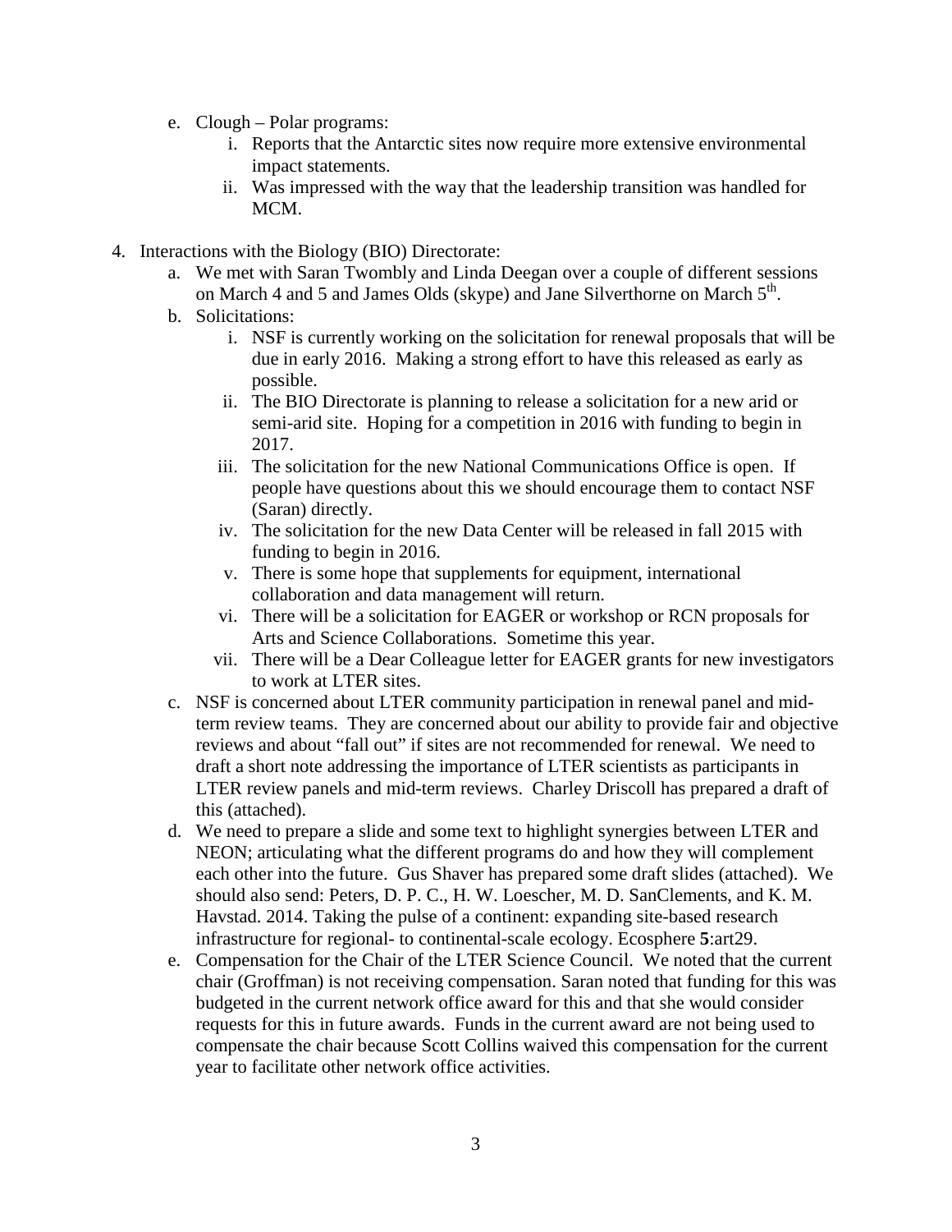e. Clough – Polar programs:
    i. Reports that the Antarctic sites now require more extensive environmental impact statements.
    ii. Was impressed with the way that the leadership transition was handled for MCM.

4. Interactions with the Biology (BIO) Directorate:
    a. We met with Saran Twombly and Linda Deegan over a couple of different sessions on March 4 and 5 and James Olds (skype) and Jane Silverthorne on March 5th.
    b. Solicitations:
        i. NSF is currently working on the solicitation for renewal proposals that will be due in early 2016. Making a strong effort to have this released as early as possible.
        ii. The BIO Directorate is planning to release a solicitation for a new arid or semi-arid site. Hoping for a competition in 2016 with funding to begin in 2017.
        iii. The solicitation for the new National Communications Office is open. If people have questions about this we should encourage them to contact NSF (Saran) directly.
        iv. The solicitation for the new Data Center will be released in fall 2015 with funding to begin in 2016.
        v. There is some hope that supplements for equipment, international collaboration and data management will return.
        vi. There will be a solicitation for EAGER or workshop or RCN proposals for Arts and Science Collaborations. Sometime this year.
        vii. There will be a Dear Colleague letter for EAGER grants for new investigators to work at LTER sites.
    c. NSF is concerned about LTER community participation in renewal panel and mid-term review teams. They are concerned about our ability to provide fair and objective reviews and about "fall out" if sites are not recommended for renewal. We need to draft a short note addressing the importance of LTER scientists as participants in LTER review panels and mid-term reviews. Charley Driscoll has prepared a draft of this (attached).
    d. We need to prepare a slide and some text to highlight synergies between LTER and NEON; articulating what the different programs do and how they will complement each other into the future. Gus Shaver has prepared some draft slides (attached). We should also send: Peters, D. P. C., H. W. Loescher, M. D. SanClements, and K. M. Havstad. 2014. Taking the pulse of a continent: expanding site-based research infrastructure for regional- to continental-scale ecology. Ecosphere **5**:art29.
    e. Compensation for the Chair of the LTER Science Council. We noted that the current chair (Groffman) is not receiving compensation. Saran noted that funding for this was budgeted in the current network office award for this and that she would consider requests for this in future awards. Funds in the current award are not being used to compensate the chair because Scott Collins waived this compensation for the current year to facilitate other network office activities.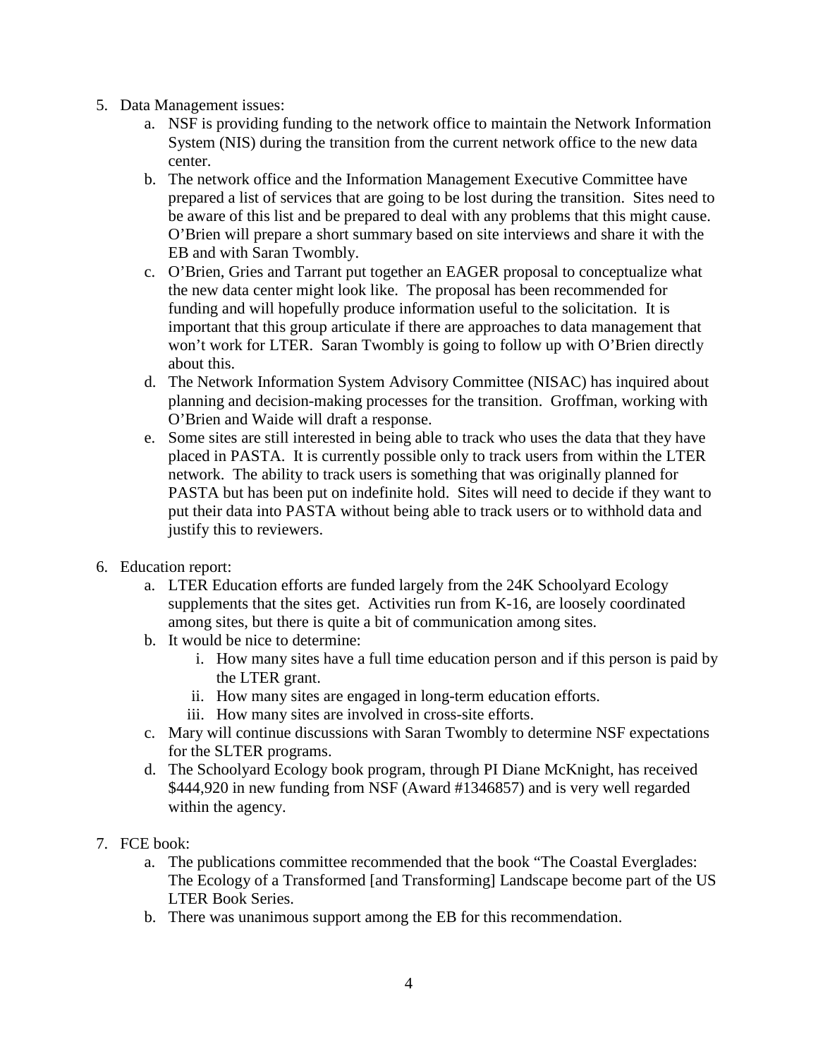5. Data Management issues:
    a. NSF is providing funding to the network office to maintain the Network Information System (NIS) during the transition from the current network office to the new data center.
    b. The network office and the Information Management Executive Committee have prepared a list of services that are going to be lost during the transition. Sites need to be aware of this list and be prepared to deal with any problems that this might cause. O'Brien will prepare a short summary based on site interviews and share it with the EB and with Saran Twombly.
    c. O'Brien, Gries and Tarrant put together an EAGER proposal to conceptualize what the new data center might look like. The proposal has been recommended for funding and will hopefully produce information useful to the solicitation. It is important that this group articulate if there are approaches to data management that won't work for LTER. Saran Twombly is going to follow up with O'Brien directly about this.
    d. The Network Information System Advisory Committee (NISAC) has inquired about planning and decision-making processes for the transition. Groffman, working with O'Brien and Waide will draft a response.
    e. Some sites are still interested in being able to track who uses the data that they have placed in PASTA. It is currently possible only to track users from within the LTER network. The ability to track users is something that was originally planned for PASTA but has been put on indefinite hold. Sites will need to decide if they want to put their data into PASTA without being able to track users or to withhold data and justify this to reviewers.

6. Education report:
    a. LTER Education efforts are funded largely from the 24K Schoolyard Ecology supplements that the sites get. Activities run from K-16, are loosely coordinated among sites, but there is quite a bit of communication among sites.
    b. It would be nice to determine:
        i. How many sites have a full time education person and if this person is paid by the LTER grant.
        ii. How many sites are engaged in long-term education efforts.
        iii. How many sites are involved in cross-site efforts.
    c. Mary will continue discussions with Saran Twombly to determine NSF expectations for the SLTER programs.
    d. The Schoolyard Ecology book program, through PI Diane McKnight, has received $444,920 in new funding from NSF (Award #1346857) and is very well regarded within the agency.

7. FCE book:
    a. The publications committee recommended that the book "The Coastal Everglades: The Ecology of a Transformed [and Transforming] Landscape become part of the US LTER Book Series.
    b. There was unanimous support among the EB for this recommendation.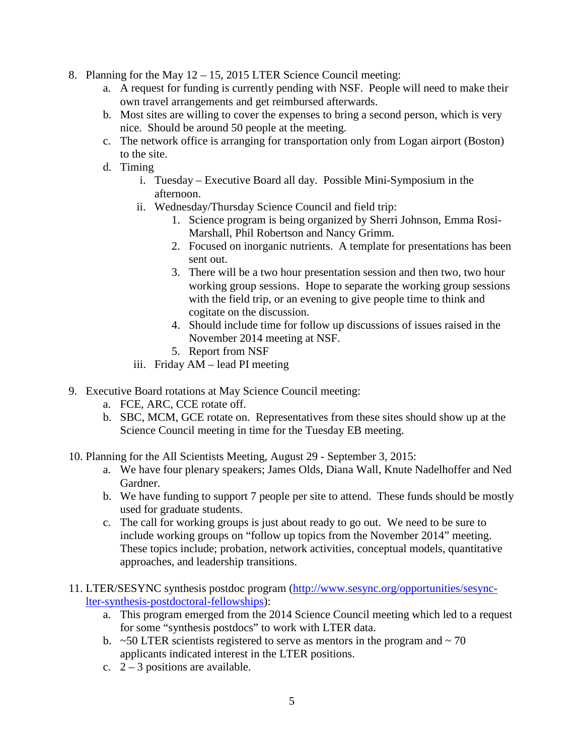8. Planning for the May 12 – 15, 2015 LTER Science Council meeting:
    a. A request for funding is currently pending with NSF. People will need to make their own travel arrangements and get reimbursed afterwards.
    b. Most sites are willing to cover the expenses to bring a second person, which is very nice. Should be around 50 people at the meeting.
    c. The network office is arranging for transportation only from Logan airport (Boston) to the site.
    d. Timing
        i. Tuesday – Executive Board all day. Possible Mini-Symposium in the afternoon.
        ii. Wednesday/Thursday Science Council and field trip:
            1. Science program is being organized by Sherri Johnson, Emma Rosi-Marshall, Phil Robertson and Nancy Grimm.
            2. Focused on inorganic nutrients. A template for presentations has been sent out.
            3. There will be a two hour presentation session and then two, two hour working group sessions. Hope to separate the working group sessions with the field trip, or an evening to give people time to think and cogitate on the discussion.
            4. Should include time for follow up discussions of issues raised in the November 2014 meeting at NSF.
            5. Report from NSF
        iii. Friday AM – lead PI meeting

9. Executive Board rotations at May Science Council meeting:
    a. FCE, ARC, CCE rotate off.
    b. SBC, MCM, GCE rotate on. Representatives from these sites should show up at the Science Council meeting in time for the Tuesday EB meeting.

10. Planning for the All Scientists Meeting, August 29 - September 3, 2015:
    a. We have four plenary speakers; James Olds, Diana Wall, Knute Nadelhoffer and Ned Gardner.
    b. We have funding to support 7 people per site to attend. These funds should be mostly used for graduate students.
    c. The call for working groups is just about ready to go out. We need to be sure to include working groups on "follow up topics from the November 2014" meeting. These topics include; probation, network activities, conceptual models, quantitative approaches, and leadership transitions.

11. LTER/SESYNC synthesis postdoc program ([http://www.sesync.org/opportunities/sesync-lter-synthesis-postdoctoral-fellowships](http://www.sesync.org/opportunities/sesync-lter-synthesis-postdoctoral-fellowships)):
    a. This program emerged from the 2014 Science Council meeting which led to a request for some "synthesis postdocs" to work with LTER data.
    b. ~50 LTER scientists registered to serve as mentors in the program and ~ 70 applicants indicated interest in the LTER positions.
    c. 2 – 3 positions are available.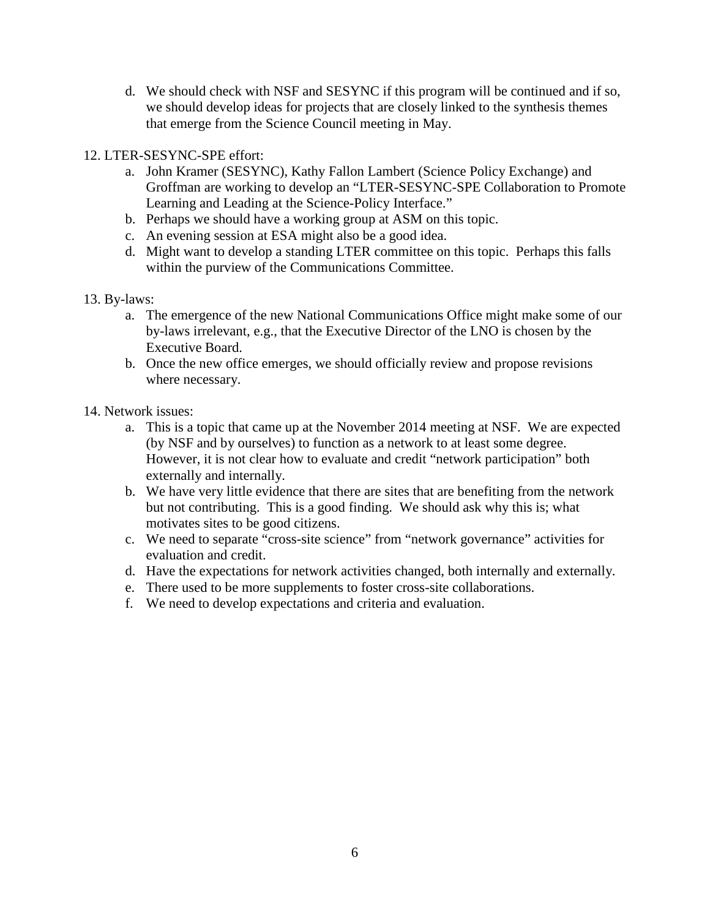d. We should check with NSF and SESYNC if this program will be continued and if so, we should develop ideas for projects that are closely linked to the synthesis themes that emerge from the Science Council meeting in May.

12. LTER-SESYNC-SPE effort:
   a. John Kramer (SESYNC), Kathy Fallon Lambert (Science Policy Exchange) and Groffman are working to develop an "LTER-SESYNC-SPE Collaboration to Promote Learning and Leading at the Science-Policy Interface."
   b. Perhaps we should have a working group at ASM on this topic.
   c. An evening session at ESA might also be a good idea.
   d. Might want to develop a standing LTER committee on this topic. Perhaps this falls within the purview of the Communications Committee.

13. By-laws:
   a. The emergence of the new National Communications Office might make some of our by-laws irrelevant, e.g., that the Executive Director of the LNO is chosen by the Executive Board.
   b. Once the new office emerges, we should officially review and propose revisions where necessary.

14. Network issues:
   a. This is a topic that came up at the November 2014 meeting at NSF. We are expected (by NSF and by ourselves) to function as a network to at least some degree. However, it is not clear how to evaluate and credit "network participation" both externally and internally.
   b. We have very little evidence that there are sites that are benefiting from the network but not contributing. This is a good finding. We should ask why this is; what motivates sites to be good citizens.
   c. We need to separate "cross-site science" from "network governance" activities for evaluation and credit.
   d. Have the expectations for network activities changed, both internally and externally.
   e. There used to be more supplements to foster cross-site collaborations.
   f. We need to develop expectations and criteria and evaluation.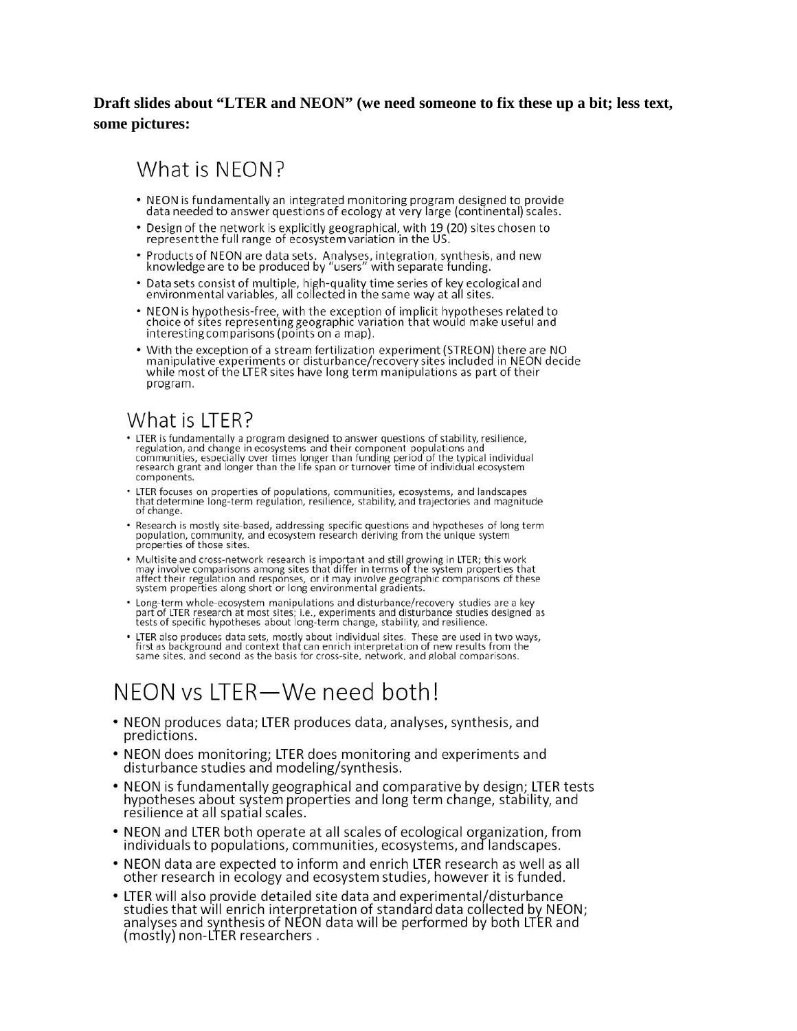**Draft slides about "LTER and NEON" (we need someone to fix these up a bit; less text, some pictures:**

## What is NEON?

- NEON is fundamentally an integrated monitoring program designed to provide data needed to answer questions of ecology at very large (continental) scales.
- Design of the network is explicitly geographical, with 19 (20) sites chosen to represent the full range of ecosystem variation in the US.
- Products of NEON are data sets. Analyses, integration, synthesis, and new knowledge are to be produced by "users" with separate funding.
- Data sets consist of multiple, high-quality time series of key ecological and environmental variables, all collected in the same way at all sites.
- NEON is hypothesis-free, with the exception of implicit hypotheses related to choice of sites representing geographic variation that would make useful and interesting comparisons (points on a map).
- With the exception of a stream fertilization experiment (STREON) there are NO manipulative experiments or disturbance/recovery sites included in NEON decide while most of the LTER sites have long term manipulations as part of their program.

## What is LTER?

- LTER is fundamentally a program designed to answer questions of stability, resilience, regulation, and change in ecosystems and their component populations and communities, especially over times longer than funding period of the typical individual research grant and longer than the life span or turnover time of individual ecosystem components.
- LTER focuses on properties of populations, communities, ecosystems, and landscapes that determine long-term regulation, resilience, stability, and trajectories and magnitude of change.
- Research is mostly site-based, addressing specific questions and hypotheses of long term population, community, and ecosystem research deriving from the unique system properties of those sites.
- Multisite and cross-network research is important and still growing in LTER; this work may involve comparisons among sites that differ in terms of the system properties that affect their regulation and responses, or it may involve geographic comparisons of these system properties along short or long environmental gradients.
- Long-term whole-ecosystem manipulations and disturbance/recovery studies are a key part of LTER research at most sites; i.e., experiments and disturbance studies designed as tests of specific hypotheses about long-term change, stability, and resilience.
- LTER also produces data sets, mostly about individual sites. These are used in two ways, first as background and context that can enrich interpretation of new results from the same sites, and second as the basis for cross-site, network, and global comparisons.

## NEON vs LTER—We need both!

- NEON produces data; LTER produces data, analyses, synthesis, and predictions.
- NEON does monitoring; LTER does monitoring and experiments and disturbance studies and modeling/synthesis.
- NEON is fundamentally geographical and comparative by design; LTER tests hypotheses about system properties and long term change, stability, and resilience at all spatial scales.
- NEON and LTER both operate at all scales of ecological organization, from individuals to populations, communities, ecosystems, and landscapes.
- NEON data are expected to inform and enrich LTER research as well as all other research in ecology and ecosystem studies, however it is funded.
- LTER will also provide detailed site data and experimental/disturbance studies that will enrich interpretation of standard data collected by NEON; analyses and synthesis of NEON data will be performed by both LTER and (mostly) non-LTER researchers .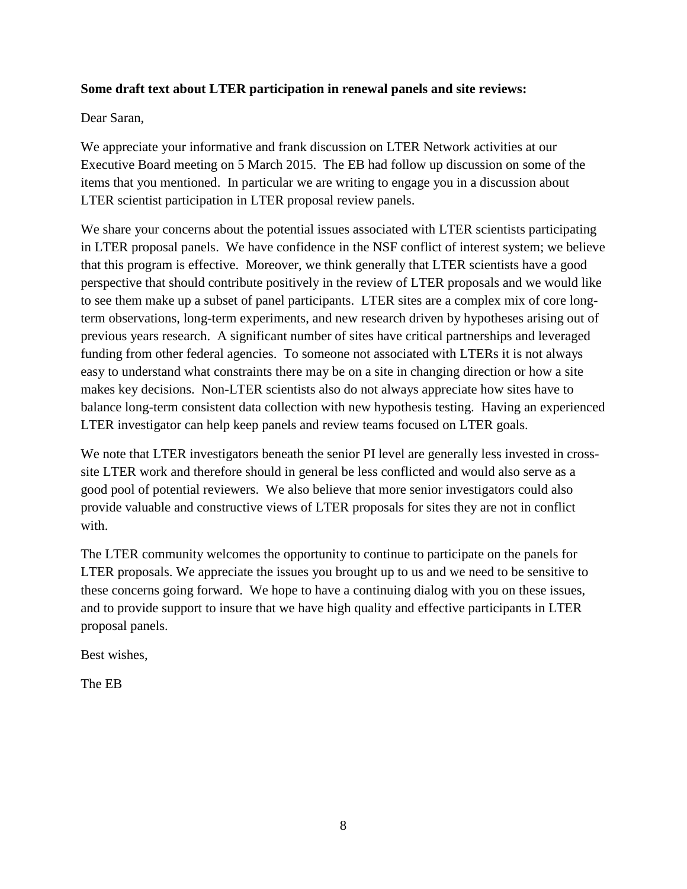**Some draft text about LTER participation in renewal panels and site reviews:**

Dear Saran,

We appreciate your informative and frank discussion on LTER Network activities at our Executive Board meeting on 5 March 2015. The EB had follow up discussion on some of the items that you mentioned. In particular we are writing to engage you in a discussion about LTER scientist participation in LTER proposal review panels.

We share your concerns about the potential issues associated with LTER scientists participating in LTER proposal panels. We have confidence in the NSF conflict of interest system; we believe that this program is effective. Moreover, we think generally that LTER scientists have a good perspective that should contribute positively in the review of LTER proposals and we would like to see them make up a subset of panel participants. LTER sites are a complex mix of core long-term observations, long-term experiments, and new research driven by hypotheses arising out of previous years research. A significant number of sites have critical partnerships and leveraged funding from other federal agencies. To someone not associated with LTERs it is not always easy to understand what constraints there may be on a site in changing direction or how a site makes key decisions. Non-LTER scientists also do not always appreciate how sites have to balance long-term consistent data collection with new hypothesis testing. Having an experienced LTER investigator can help keep panels and review teams focused on LTER goals.

We note that LTER investigators beneath the senior PI level are generally less invested in cross-site LTER work and therefore should in general be less conflicted and would also serve as a good pool of potential reviewers. We also believe that more senior investigators could also provide valuable and constructive views of LTER proposals for sites they are not in conflict with.

The LTER community welcomes the opportunity to continue to participate on the panels for LTER proposals. We appreciate the issues you brought up to us and we need to be sensitive to these concerns going forward. We hope to have a continuing dialog with you on these issues, and to provide support to insure that we have high quality and effective participants in LTER proposal panels.

Best wishes,

The EB